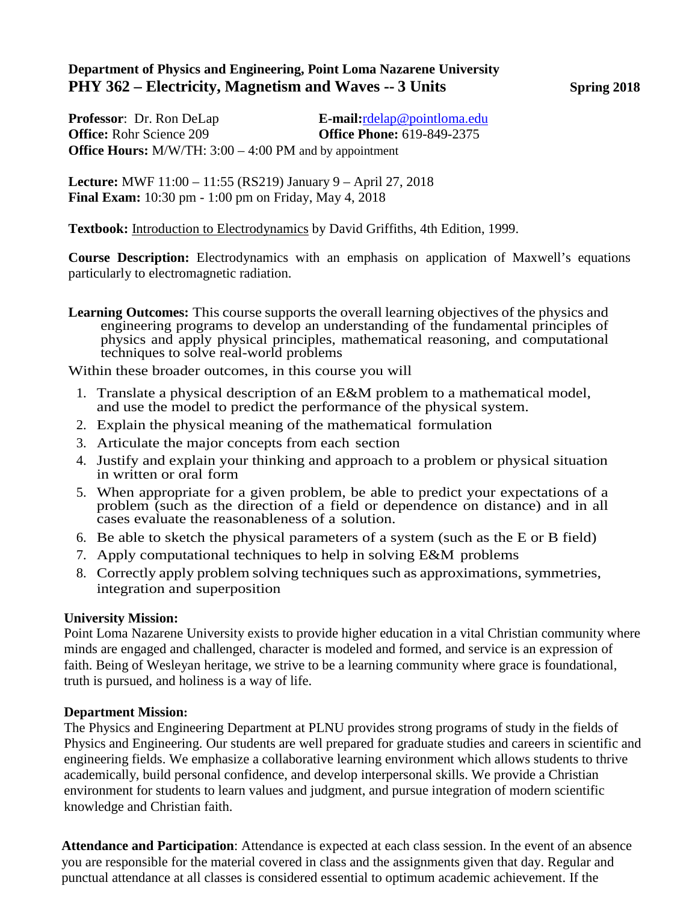**Department of Physics and Engineering, Point Loma Nazarene University**

# PHY 362 – Electricity, Magnetism and Waves -- 3 Units

**Spring 2018**

**Professor**: Dr. Ron DeLap
**E-mail:**rdelap@pointloma.edu
**Office:** Rohr Science 209
**Office Phone:** 619-849-2375
**Office Hours:** M/W/TH: 3:00 – 4:00 PM and by appointment

**Lecture:** MWF 11:00 – 11:55 (RS219) January 9 – April 27, 2018
**Final Exam:** 10:30 pm - 1:00 pm on Friday, May 4, 2018

**Textbook:** Introduction to Electrodynamics by David Griffiths, 4th Edition, 1999.

**Course Description:** Electrodynamics with an emphasis on application of Maxwell's equations particularly to electromagnetic radiation.

**Learning Outcomes:** This course supports the overall learning objectives of the physics and engineering programs to develop an understanding of the fundamental principles of physics and apply physical principles, mathematical reasoning, and computational techniques to solve real-world problems

Within these broader outcomes, in this course you will

1. Translate a physical description of an E&M problem to a mathematical model, and use the model to predict the performance of the physical system.
2. Explain the physical meaning of the mathematical formulation
3. Articulate the major concepts from each section
4. Justify and explain your thinking and approach to a problem or physical situation in written or oral form
5. When appropriate for a given problem, be able to predict your expectations of a problem (such as the direction of a field or dependence on distance) and in all cases evaluate the reasonableness of a solution.
6. Be able to sketch the physical parameters of a system (such as the E or B field)
7. Apply computational techniques to help in solving E&M problems
8. Correctly apply problem solving techniques such as approximations, symmetries, integration and superposition

**University Mission:**

Point Loma Nazarene University exists to provide higher education in a vital Christian community where minds are engaged and challenged, character is modeled and formed, and service is an expression of faith. Being of Wesleyan heritage, we strive to be a learning community where grace is foundational, truth is pursued, and holiness is a way of life.

**Department Mission:**

The Physics and Engineering Department at PLNU provides strong programs of study in the fields of Physics and Engineering. Our students are well prepared for graduate studies and careers in scientific and engineering fields. We emphasize a collaborative learning environment which allows students to thrive academically, build personal confidence, and develop interpersonal skills. We provide a Christian environment for students to learn values and judgment, and pursue integration of modern scientific knowledge and Christian faith.

**Attendance and Participation**: Attendance is expected at each class session. In the event of an absence you are responsible for the material covered in class and the assignments given that day. Regular and punctual attendance at all classes is considered essential to optimum academic achievement. If the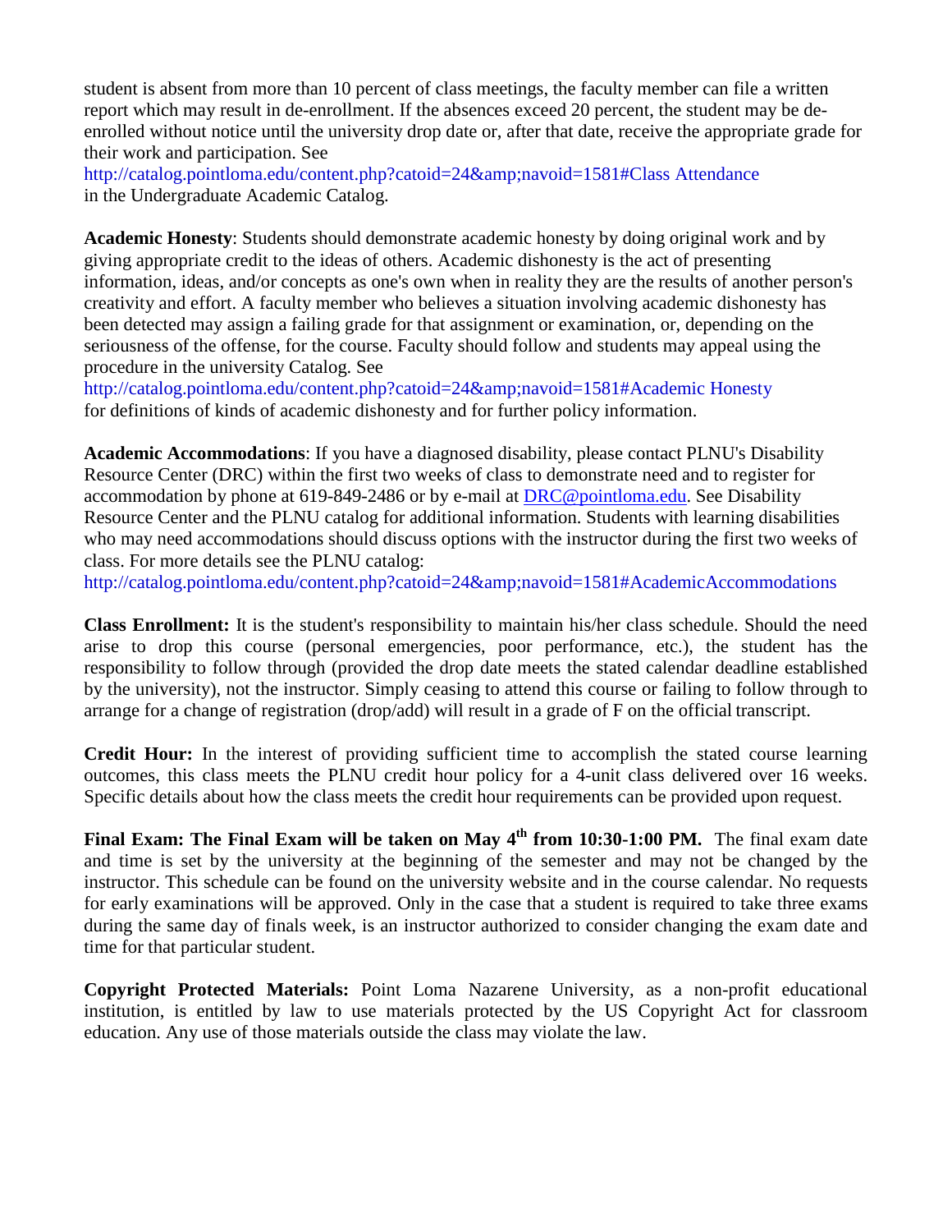student is absent from more than 10 percent of class meetings, the faculty member can file a written report which may result in de-enrollment. If the absences exceed 20 percent, the student may be de-enrolled without notice until the university drop date or, after that date, receive the appropriate grade for their work and participation. See
http://catalog.pointloma.edu/content.php?catoid=24&amp;navoid=1581#Class Attendance
in the Undergraduate Academic Catalog.

**Academic Honesty**: Students should demonstrate academic honesty by doing original work and by giving appropriate credit to the ideas of others. Academic dishonesty is the act of presenting information, ideas, and/or concepts as one's own when in reality they are the results of another person's creativity and effort. A faculty member who believes a situation involving academic dishonesty has been detected may assign a failing grade for that assignment or examination, or, depending on the seriousness of the offense, for the course. Faculty should follow and students may appeal using the procedure in the university Catalog. See
http://catalog.pointloma.edu/content.php?catoid=24&amp;navoid=1581#Academic Honesty
for definitions of kinds of academic dishonesty and for further policy information.

**Academic Accommodations**: If you have a diagnosed disability, please contact PLNU's Disability Resource Center (DRC) within the first two weeks of class to demonstrate need and to register for accommodation by phone at 619-849-2486 or by e-mail at DRC@pointloma.edu. See Disability Resource Center and the PLNU catalog for additional information. Students with learning disabilities who may need accommodations should discuss options with the instructor during the first two weeks of class. For more details see the PLNU catalog:
http://catalog.pointloma.edu/content.php?catoid=24&amp;navoid=1581#AcademicAccommodations

**Class Enrollment:** It is the student's responsibility to maintain his/her class schedule. Should the need arise to drop this course (personal emergencies, poor performance, etc.), the student has the responsibility to follow through (provided the drop date meets the stated calendar deadline established by the university), not the instructor. Simply ceasing to attend this course or failing to follow through to arrange for a change of registration (drop/add) will result in a grade of F on the official transcript.

**Credit Hour:** In the interest of providing sufficient time to accomplish the stated course learning outcomes, this class meets the PLNU credit hour policy for a 4-unit class delivered over 16 weeks. Specific details about how the class meets the credit hour requirements can be provided upon request.

**Final Exam: The Final Exam will be taken on May 4th from 10:30-1:00 PM.** The final exam date and time is set by the university at the beginning of the semester and may not be changed by the instructor. This schedule can be found on the university website and in the course calendar. No requests for early examinations will be approved. Only in the case that a student is required to take three exams during the same day of finals week, is an instructor authorized to consider changing the exam date and time for that particular student.

**Copyright Protected Materials:** Point Loma Nazarene University, as a non-profit educational institution, is entitled by law to use materials protected by the US Copyright Act for classroom education. Any use of those materials outside the class may violate the law.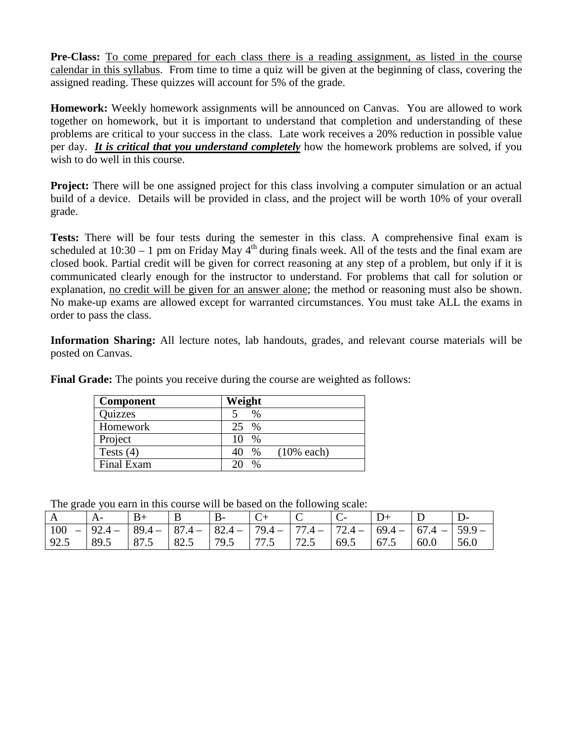**Pre-Class:** <u>To come prepared for each class there is a reading assignment, as listed in the course calendar in this syllabus</u>. From time to time a quiz will be given at the beginning of class, covering the assigned reading. These quizzes will account for 5% of the grade.

**Homework:** Weekly homework assignments will be announced on Canvas. You are allowed to work together on homework, but it is important to understand that completion and understanding of these problems are critical to your success in the class. Late work receives a 20% reduction in possible value per day. ***<u>It is critical that you understand completely</u>*** how the homework problems are solved, if you wish to do well in this course.

**Project:** There will be one assigned project for this class involving a computer simulation or an actual build of a device. Details will be provided in class, and the project will be worth 10% of your overall grade.

**Tests:** There will be four tests during the semester in this class. A comprehensive final exam is scheduled at 10:30 – 1 pm on Friday May 4th during finals week. All of the tests and the final exam are closed book. Partial credit will be given for correct reasoning at any step of a problem, but only if it is communicated clearly enough for the instructor to understand. For problems that call for solution or explanation, <u>no credit will be given for an answer alone</u>; the method or reasoning must also be shown. No make-up exams are allowed except for warranted circumstances. You must take ALL the exams in order to pass the class.

**Information Sharing:** All lecture notes, lab handouts, grades, and relevant course materials will be posted on Canvas.

**Final Grade:** The points you receive during the course are weighted as follows:

| Component | Weight |
|---|---|
| Quizzes | 5 % |
| Homework | 25 % |
| Project | 10 % |
| Tests (4) | 40 % (10% each) |
| Final Exam | 20 % |

The grade you earn in this course will be based on the following scale:

| A | A- | B+ | B | B- | C+ | C | C- | D+ | D | D- |
|---|---|---|---|---|---|---|---|---|---|---|
| 100 – 92.5 | 92.4 – 89.5 | 89.4 – 87.5 | 87.4 – 82.5 | 82.4 – 79.5 | 79.4 – 77.5 | 77.4 – 72.5 | 72.4 – 69.5 | 69.4 – 67.5 | 67.4 – 60.0 | 59.9 – 56.0 |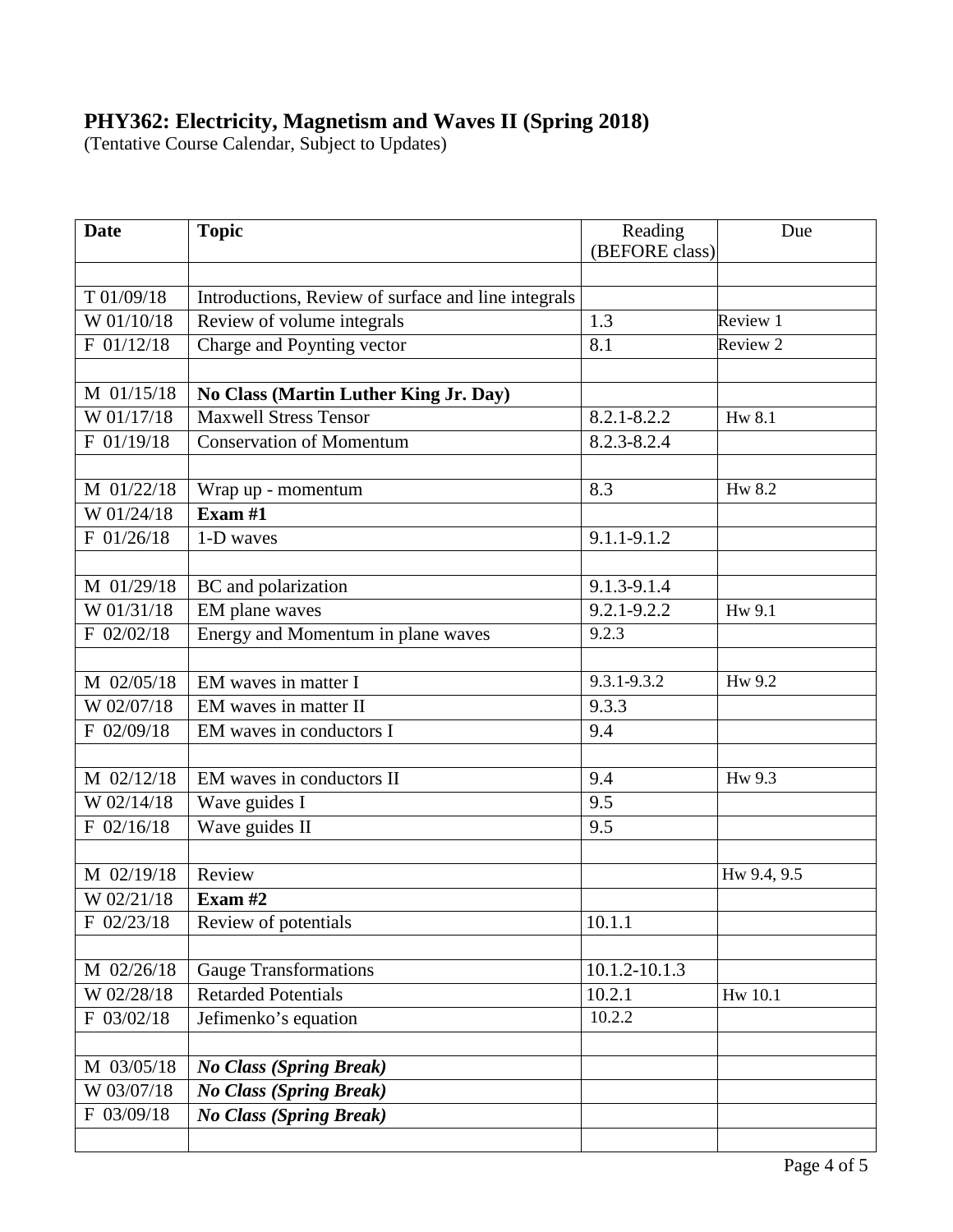**PHY362: Electricity, Magnetism and Waves II (Spring 2018)**
(Tentative Course Calendar, Subject to Updates)

| **Date** | **Topic** | Reading (BEFORE class) | Due |
|---|---|---|---|
| | | | |
| T 01/09/18 | Introductions, Review of surface and line integrals | | |
| W 01/10/18 | Review of volume integrals | 1.3 | Review 1 |
| F 01/12/18 | Charge and Poynting vector | 8.1 | Review 2 |
| | | | |
| M 01/15/18 | **No Class (Martin Luther King Jr. Day)** | | |
| W 01/17/18 | Maxwell Stress Tensor | 8.2.1-8.2.2 | Hw 8.1 |
| F 01/19/18 | Conservation of Momentum | 8.2.3-8.2.4 | |
| | | | |
| M 01/22/18 | Wrap up - momentum | 8.3 | Hw 8.2 |
| W 01/24/18 | **Exam #1** | | |
| F 01/26/18 | 1-D waves | 9.1.1-9.1.2 | |
| | | | |
| M 01/29/18 | BC and polarization | 9.1.3-9.1.4 | |
| W 01/31/18 | EM plane waves | 9.2.1-9.2.2 | Hw 9.1 |
| F 02/02/18 | Energy and Momentum in plane waves | 9.2.3 | |
| | | | |
| M 02/05/18 | EM waves in matter I | 9.3.1-9.3.2 | Hw 9.2 |
| W 02/07/18 | EM waves in matter II | 9.3.3 | |
| F 02/09/18 | EM waves in conductors I | 9.4 | |
| | | | |
| M 02/12/18 | EM waves in conductors II | 9.4 | Hw 9.3 |
| W 02/14/18 | Wave guides I | 9.5 | |
| F 02/16/18 | Wave guides II | 9.5 | |
| | | | |
| M 02/19/18 | Review | | Hw 9.4, 9.5 |
| W 02/21/18 | **Exam #2** | | |
| F 02/23/18 | Review of potentials | 10.1.1 | |
| | | | |
| M 02/26/18 | Gauge Transformations | 10.1.2-10.1.3 | |
| W 02/28/18 | Retarded Potentials | 10.2.1 | Hw 10.1 |
| F 03/02/18 | Jefimenko's equation | 10.2.2 | |
| | | | |
| M 03/05/18 | ***No Class (Spring Break)*** | | |
| W 03/07/18 | ***No Class (Spring Break)*** | | |
| F 03/09/18 | ***No Class (Spring Break)*** | | |
| | | | |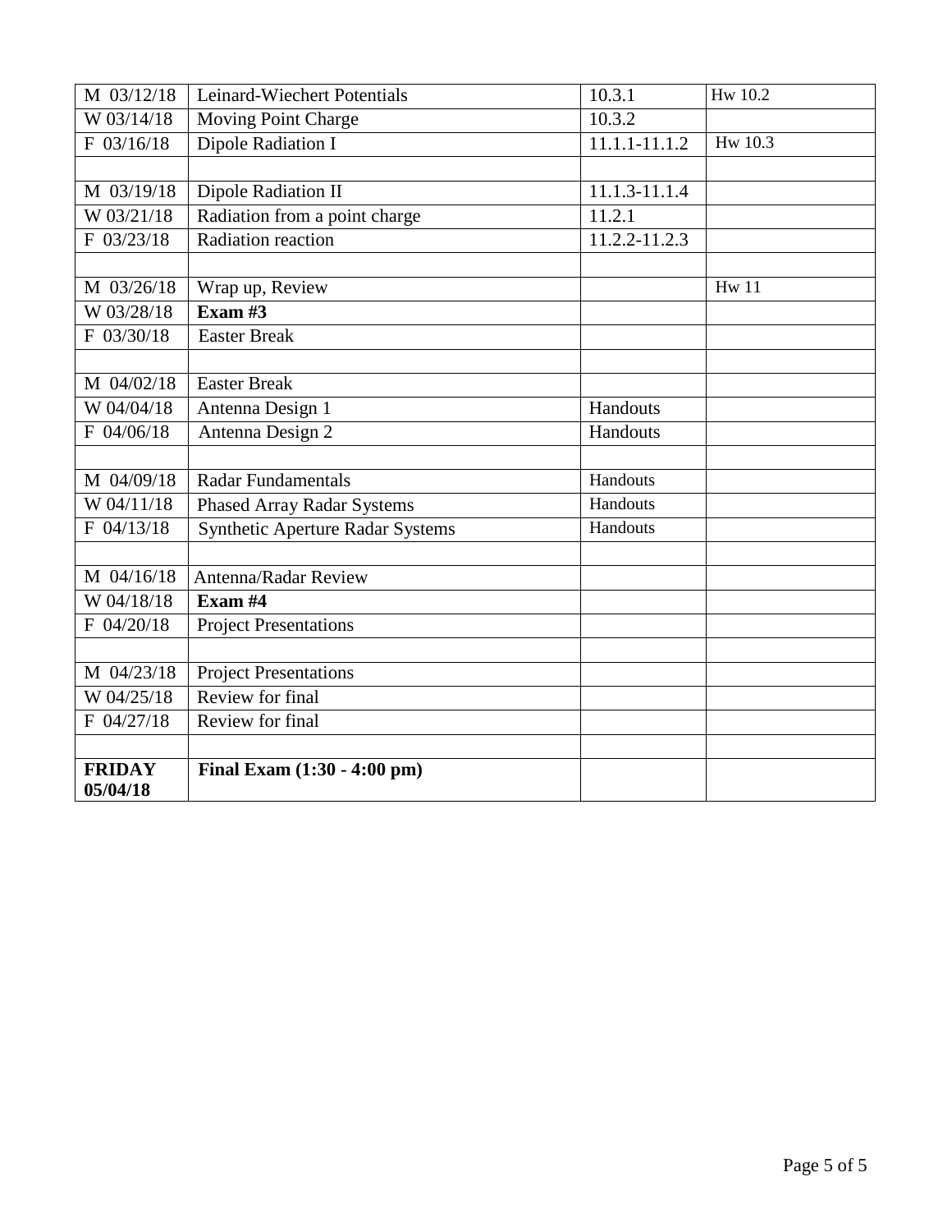| | | | |
|---|---|---|---|
| M 03/12/18 | Leinard-Wiechert Potentials | 10.3.1 | Hw 10.2 |
| W 03/14/18 | Moving Point Charge | 10.3.2 | |
| F 03/16/18 | Dipole Radiation I | 11.1.1-11.1.2 | Hw 10.3 |
| | | | |
| M 03/19/18 | Dipole Radiation II | 11.1.3-11.1.4 | |
| W 03/21/18 | Radiation from a point charge | 11.2.1 | |
| F 03/23/18 | Radiation reaction | 11.2.2-11.2.3 | |
| | | | |
| M 03/26/18 | Wrap up, Review | | Hw 11 |
| W 03/28/18 | **Exam #3** | | |
| F 03/30/18 | Easter Break | | |
| | | | |
| M 04/02/18 | Easter Break | | |
| W 04/04/18 | Antenna Design 1 | Handouts | |
| F 04/06/18 | Antenna Design 2 | Handouts | |
| | | | |
| M 04/09/18 | Radar Fundamentals | Handouts | |
| W 04/11/18 | Phased Array Radar Systems | Handouts | |
| F 04/13/18 | Synthetic Aperture Radar Systems | Handouts | |
| | | | |
| M 04/16/18 | Antenna/Radar Review | | |
| W 04/18/18 | **Exam #4** | | |
| F 04/20/18 | Project Presentations | | |
| | | | |
| M 04/23/18 | Project Presentations | | |
| W 04/25/18 | Review for final | | |
| F 04/27/18 | Review for final | | |
| | | | |
| **FRIDAY 05/04/18** | **Final Exam (1:30 - 4:00 pm)** | | |